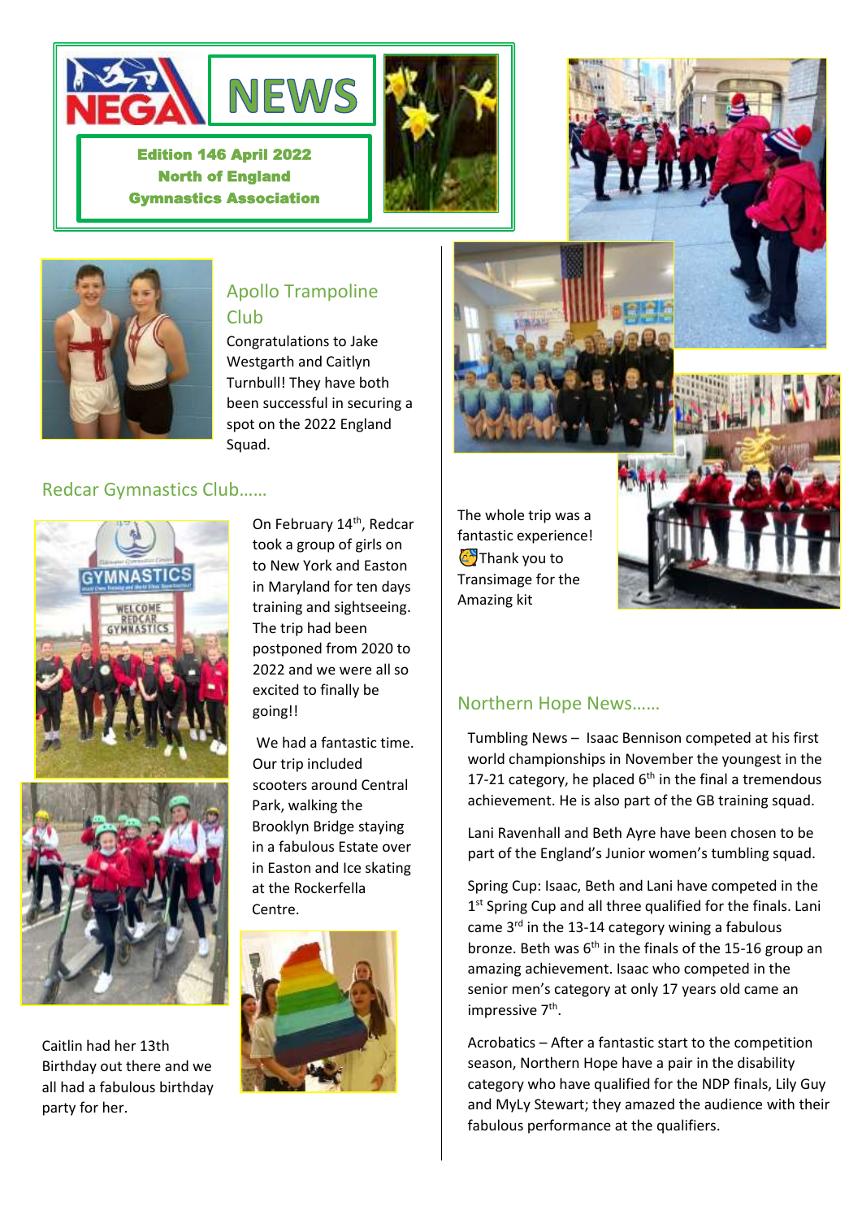# NEWS

**Edition 146 April 2022**
**North of England Gymnastics Association**

## Apollo Trampoline Club

Congratulations to Jake Westgarth and Caitlyn Turnbull! They have both been successful in securing a spot on the 2022 England Squad.

## Redcar Gymnastics Club……

On February 14th, Redcar took a group of girls on to New York and Easton in Maryland for ten days training and sightseeing. The trip had been postponed from 2020 to 2022 and we were all so excited to finally be going!!

We had a fantastic time. Our trip included scooters around Central Park, walking the Brooklyn Bridge staying in a fabulous Estate over in Easton and Ice skating at the Rockerfella Centre.

Caitlin had her 13th Birthday out there and we all had a fabulous birthday party for her.

The whole trip was a fantastic experience! 🥰Thank you to Transimage for the Amazing kit

## Northern Hope News……

Tumbling News – Isaac Bennison competed at his first world championships in November the youngest in the 17-21 category, he placed 6th in the final a tremendous achievement. He is also part of the GB training squad.

Lani Ravenhall and Beth Ayre have been chosen to be part of the England's Junior women's tumbling squad.

Spring Cup: Isaac, Beth and Lani have competed in the 1st Spring Cup and all three qualified for the finals. Lani came 3rd in the 13-14 category wining a fabulous bronze. Beth was 6th in the finals of the 15-16 group an amazing achievement. Isaac who competed in the senior men's category at only 17 years old came an impressive 7th.

Acrobatics – After a fantastic start to the competition season, Northern Hope have a pair in the disability category who have qualified for the NDP finals, Lily Guy and MyLy Stewart; they amazed the audience with their fabulous performance at the qualifiers.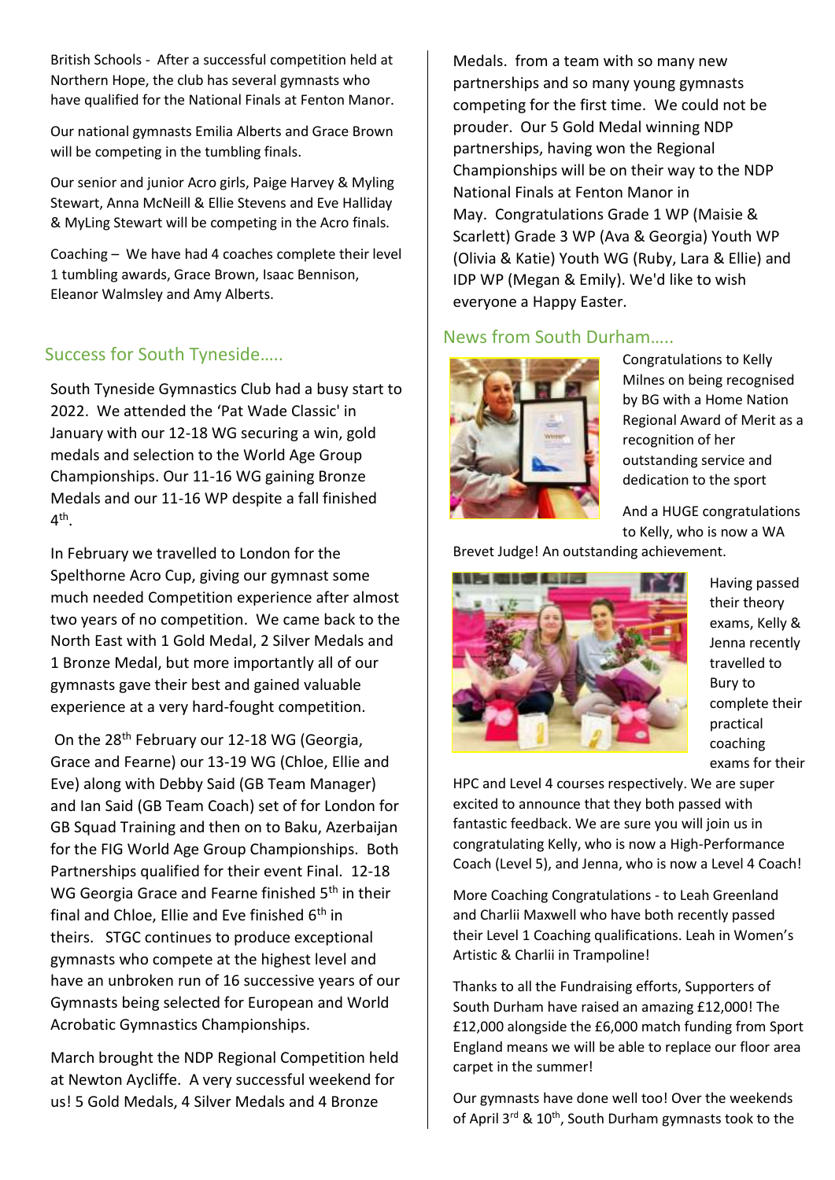British Schools - After a successful competition held at Northern Hope, the club has several gymnasts who have qualified for the National Finals at Fenton Manor.

Our national gymnasts Emilia Alberts and Grace Brown will be competing in the tumbling finals.

Our senior and junior Acro girls, Paige Harvey & Myling Stewart, Anna McNeill & Ellie Stevens and Eve Halliday & MyLing Stewart will be competing in the Acro finals.

Coaching – We have had 4 coaches complete their level 1 tumbling awards, Grace Brown, Isaac Bennison, Eleanor Walmsley and Amy Alberts.

## Success for South Tyneside…..

South Tyneside Gymnastics Club had a busy start to 2022. We attended the 'Pat Wade Classic' in January with our 12-18 WG securing a win, gold medals and selection to the World Age Group Championships. Our 11-16 WG gaining Bronze Medals and our 11-16 WP despite a fall finished 4th.

In February we travelled to London for the Spelthorne Acro Cup, giving our gymnast some much needed Competition experience after almost two years of no competition. We came back to the North East with 1 Gold Medal, 2 Silver Medals and 1 Bronze Medal, but more importantly all of our gymnasts gave their best and gained valuable experience at a very hard-fought competition.

On the 28th February our 12-18 WG (Georgia, Grace and Fearne) our 13-19 WG (Chloe, Ellie and Eve) along with Debby Said (GB Team Manager) and Ian Said (GB Team Coach) set of for London for GB Squad Training and then on to Baku, Azerbaijan for the FIG World Age Group Championships. Both Partnerships qualified for their event Final. 12-18 WG Georgia Grace and Fearne finished 5th in their final and Chloe, Ellie and Eve finished 6th in theirs. STGC continues to produce exceptional gymnasts who compete at the highest level and have an unbroken run of 16 successive years of our Gymnasts being selected for European and World Acrobatic Gymnastics Championships.

March brought the NDP Regional Competition held at Newton Aycliffe. A very successful weekend for us! 5 Gold Medals, 4 Silver Medals and 4 Bronze Medals. from a team with so many new partnerships and so many young gymnasts competing for the first time. We could not be prouder. Our 5 Gold Medal winning NDP partnerships, having won the Regional Championships will be on their way to the NDP National Finals at Fenton Manor in May. Congratulations Grade 1 WP (Maisie & Scarlett) Grade 3 WP (Ava & Georgia) Youth WP (Olivia & Katie) Youth WG (Ruby, Lara & Ellie) and IDP WP (Megan & Emily). We'd like to wish everyone a Happy Easter.

## News from South Durham…..

Congratulations to Kelly Milnes on being recognised by BG with a Home Nation Regional Award of Merit as a recognition of her outstanding service and dedication to the sport

And a HUGE congratulations to Kelly, who is now a WA Brevet Judge! An outstanding achievement.

Having passed their theory exams, Kelly & Jenna recently travelled to Bury to complete their practical coaching exams for their HPC and Level 4 courses respectively. We are super excited to announce that they both passed with fantastic feedback. We are sure you will join us in congratulating Kelly, who is now a High-Performance Coach (Level 5), and Jenna, who is now a Level 4 Coach!

More Coaching Congratulations - to Leah Greenland and Charlii Maxwell who have both recently passed their Level 1 Coaching qualifications. Leah in Women's Artistic & Charlii in Trampoline!

Thanks to all the Fundraising efforts, Supporters of South Durham have raised an amazing £12,000! The £12,000 alongside the £6,000 match funding from Sport England means we will be able to replace our floor area carpet in the summer!

Our gymnasts have done well too! Over the weekends of April 3rd & 10th, South Durham gymnasts took to the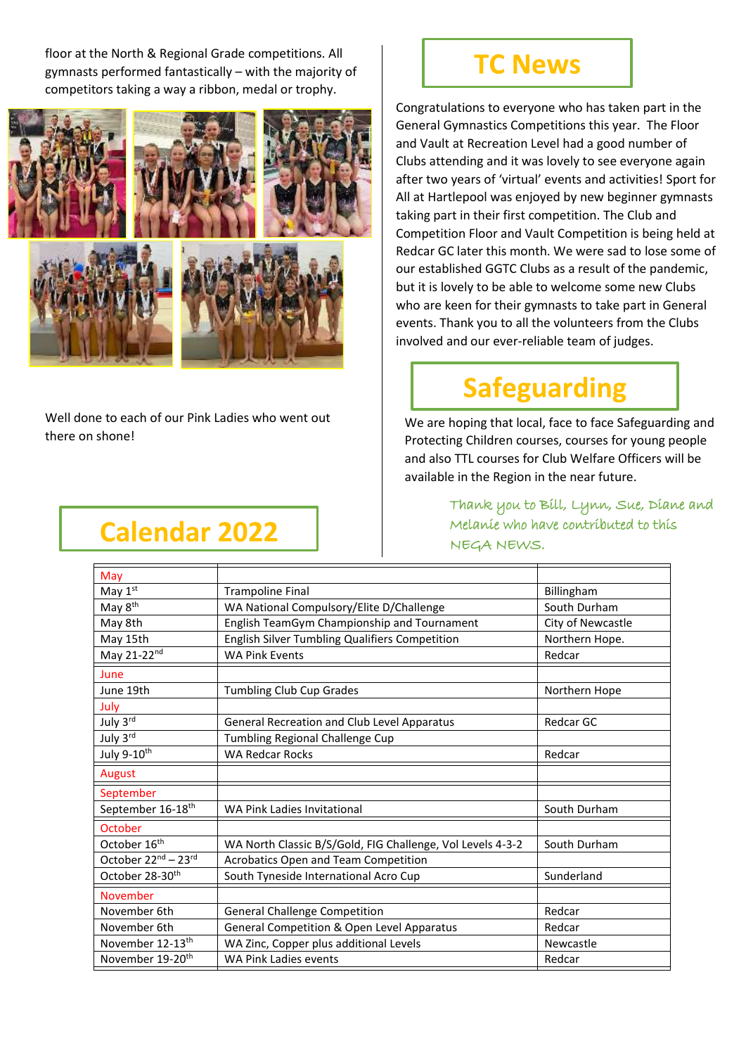floor at the North & Regional Grade competitions. All gymnasts performed fantastically – with the majority of competitors taking a way a ribbon, medal or trophy.

Well done to each of our Pink Ladies who went out there on shone!

## TC News

Congratulations to everyone who has taken part in the General Gymnastics Competitions this year. The Floor and Vault at Recreation Level had a good number of Clubs attending and it was lovely to see everyone again after two years of 'virtual' events and activities! Sport for All at Hartlepool was enjoyed by new beginner gymnasts taking part in their first competition. The Club and Competition Floor and Vault Competition is being held at Redcar GC later this month. We were sad to lose some of our established GGTC Clubs as a result of the pandemic, but it is lovely to be able to welcome some new Clubs who are keen for their gymnasts to take part in General events. Thank you to all the volunteers from the Clubs involved and our ever-reliable team of judges.

## Safeguarding

We are hoping that local, face to face Safeguarding and Protecting Children courses, courses for young people and also TTL courses for Club Welfare Officers will be available in the Region in the near future.

*Thank you to Bill, Lynn, Sue, Diane and Melanie who have contributed to this NEGA NEWS.*

## Calendar 2022

| | | |
|---|---|---|
| May | | |
| May 1st | Trampoline Final | Billingham |
| May 8th | WA National Compulsory/Elite D/Challenge | South Durham |
| May 8th | English TeamGym Championship and Tournament | City of Newcastle |
| May 15th | English Silver Tumbling Qualifiers Competition | Northern Hope. |
| May 21-22nd | WA Pink Events | Redcar |
| June | | |
| June 19th | Tumbling Club Cup Grades | Northern Hope |
| July | | |
| July 3rd | General Recreation and Club Level Apparatus | Redcar GC |
| July 3rd | Tumbling Regional Challenge Cup | |
| July 9-10th | WA Redcar Rocks | Redcar |
| August | | |
| September | | |
| September 16-18th | WA Pink Ladies Invitational | South Durham |
| October | | |
| October 16th | WA North Classic B/S/Gold, FIG Challenge, Vol Levels 4-3-2 | South Durham |
| October 22nd – 23rd | Acrobatics Open and Team Competition | |
| October 28-30th | South Tyneside International Acro Cup | Sunderland |
| November | | |
| November 6th | General Challenge Competition | Redcar |
| November 6th | General Competition & Open Level Apparatus | Redcar |
| November 12-13th | WA Zinc, Copper plus additional Levels | Newcastle |
| November 19-20th | WA Pink Ladies events | Redcar |